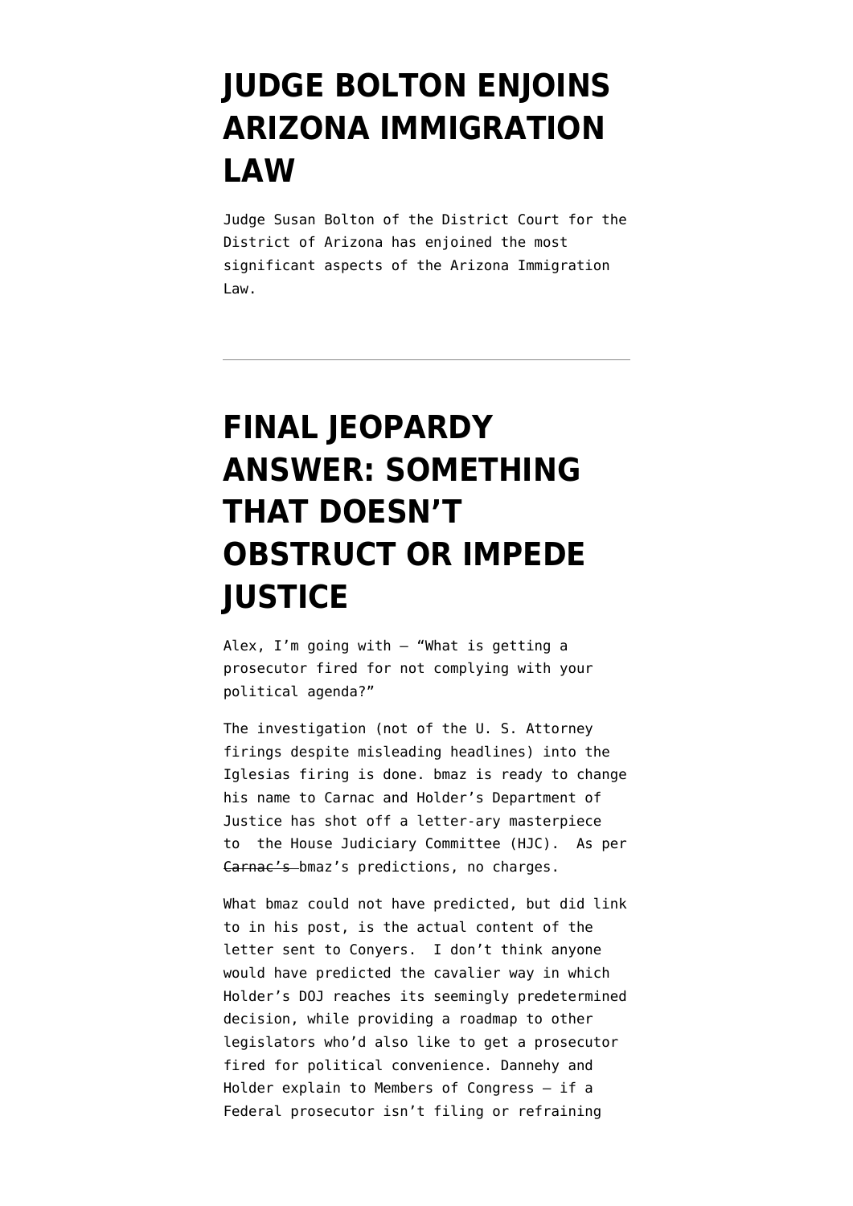# JUDGE BOLTON ENJOINS ARIZONA IMMIGRATION LAW

Judge Susan Bolton of the District Court for the District of Arizona has enjoined the most significant aspects of the Arizona Immigration Law.

---

# FINAL JEOPARDY ANSWER: SOMETHING THAT DOESN'T OBSTRUCT OR IMPEDE JUSTICE

Alex, I'm going with – "What is getting a prosecutor fired for not complying with your political agenda?"

The investigation (not of the U. S. Attorney firings despite misleading headlines) into the Iglesias firing is done. bmaz is ready to change his name to Carnac and Holder's Department of Justice has shot off a letter-ary masterpiece to the House Judiciary Committee (HJC). As per ~~Carnac's~~ bmaz's predictions, no charges.

What bmaz could not have predicted, but did link to in his post, is the actual content of the letter sent to Conyers. I don't think anyone would have predicted the cavalier way in which Holder's DOJ reaches its seemingly predetermined decision, while providing a roadmap to other legislators who'd also like to get a prosecutor fired for political convenience. Dannehy and Holder explain to Members of Congress – if a Federal prosecutor isn't filing or refraining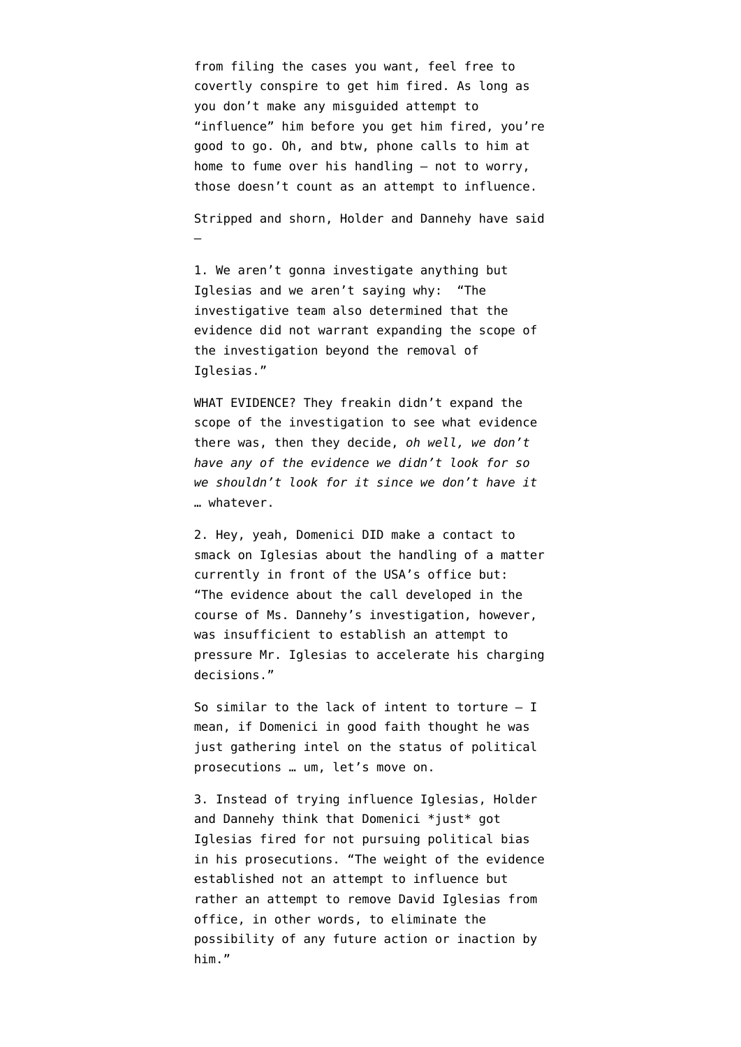from filing the cases you want, feel free to covertly conspire to get him fired. As long as you don't make any misguided attempt to "influence" him before you get him fired, you're good to go. Oh, and btw, phone calls to him at home to fume over his handling – not to worry, those doesn't count as an attempt to influence.

Stripped and shorn, Holder and Dannehy have said –

1. We aren't gonna investigate anything but Iglesias and we aren't saying why: "The investigative team also determined that the evidence did not warrant expanding the scope of the investigation beyond the removal of Iglesias."

WHAT EVIDENCE? They freakin didn't expand the scope of the investigation to see what evidence there was, then they decide, *oh well, we don't have any of the evidence we didn't look for so we shouldn't look for it since we don't have it* … whatever.

2. Hey, yeah, Domenici DID make a contact to smack on Iglesias about the handling of a matter currently in front of the USA's office but: "The evidence about the call developed in the course of Ms. Dannehy's investigation, however, was insufficient to establish an attempt to pressure Mr. Iglesias to accelerate his charging decisions."

So similar to the lack of intent to torture – I mean, if Domenici in good faith thought he was just gathering intel on the status of political prosecutions … um, let's move on.

3. Instead of trying influence Iglesias, Holder and Dannehy think that Domenici *just* got Iglesias fired for not pursuing political bias in his prosecutions. "The weight of the evidence established not an attempt to influence but rather an attempt to remove David Iglesias from office, in other words, to eliminate the possibility of any future action or inaction by him."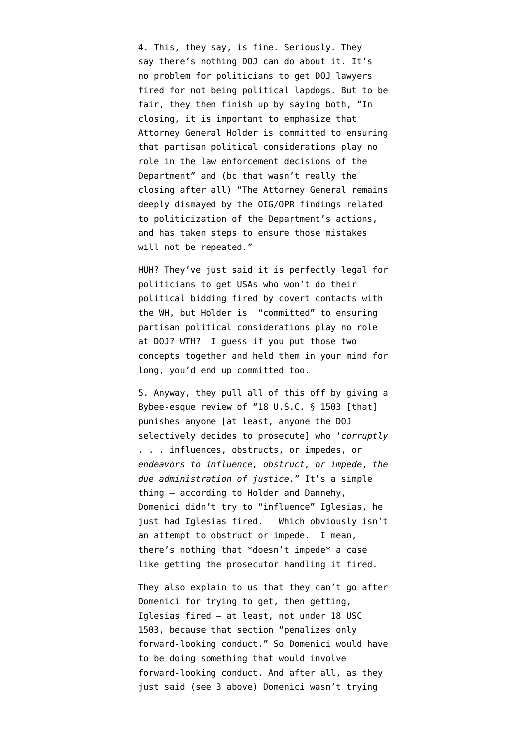4. This, they say, is fine. Seriously. They say there's nothing DOJ can do about it. It's no problem for politicians to get DOJ lawyers fired for not being political lapdogs. But to be fair, they then finish up by saying both, "In closing, it is important to emphasize that Attorney General Holder is committed to ensuring that partisan political considerations play no role in the law enforcement decisions of the Department" and (bc that wasn't really the closing after all) "The Attorney General remains deeply dismayed by the OIG/OPR findings related to politicization of the Department's actions, and has taken steps to ensure those mistakes will not be repeated."

HUH? They've just said it is perfectly legal for politicians to get USAs who won't do their political bidding fired by covert contacts with the WH, but Holder is "committed" to ensuring partisan political considerations play no role at DOJ? WTH? I guess if you put those two concepts together and held them in your mind for long, you'd end up committed too.

5. Anyway, they pull all of this off by giving a Bybee-esque review of "18 U.S.C. § 1503 [that] punishes anyone [at least, anyone the DOJ selectively decides to prosecute] who '*corruptly* . . . influences, obstructs, or impedes, or *endeavors to influence, obstruct, or impede*, *the due administration of justice.*" It's a simple thing – according to Holder and Dannehy, Domenici didn't try to "influence" Iglesias, he just had Iglesias fired. Which obviously isn't an attempt to obstruct or impede. I mean, there's nothing that *doesn't impede* a case like getting the prosecutor handling it fired.

They also explain to us that they can't go after Domenici for trying to get, then getting, Iglesias fired – at least, not under 18 USC 1503, because that section "penalizes only forward-looking conduct." So Domenici would have to be doing something that would involve forward-looking conduct. And after all, as they just said (see 3 above) Domenici wasn't trying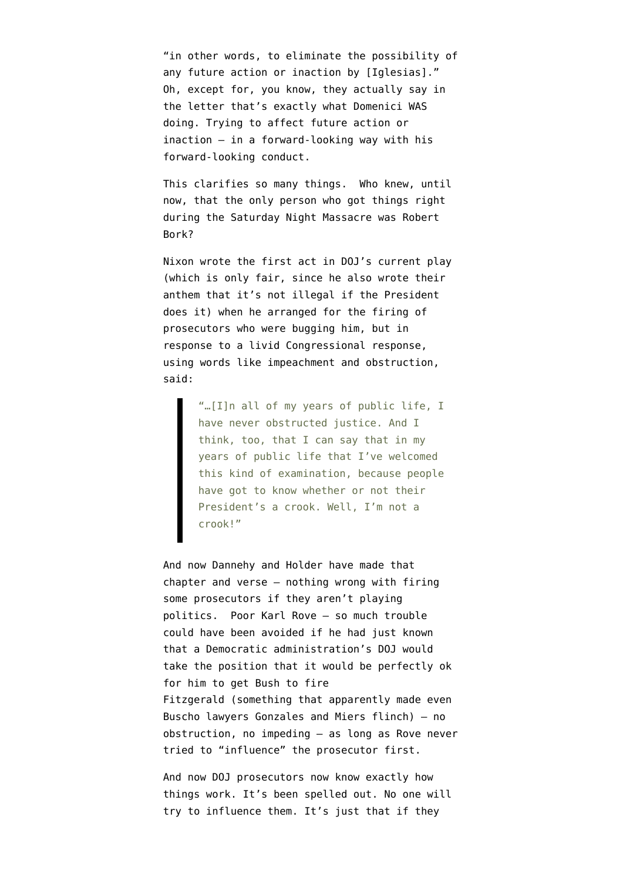"in other words, to eliminate the possibility of any future action or inaction by [Iglesias]." Oh, except for, you know, they actually say in the letter that's exactly what Domenici WAS doing. Trying to affect future action or inaction – in a forward-looking way with his forward-looking conduct.

This clarifies so many things. Who knew, until now, that the only person who got things right during the Saturday Night Massacre was Robert Bork?

Nixon wrote the first act in DOJ's current play (which is only fair, since he also wrote their anthem that it's not illegal if the President does it) when he arranged for the firing of prosecutors who were bugging him, but in response to a livid Congressional response, using words like impeachment and obstruction, said:

> "…[I]n all of my years of public life, I have never obstructed justice. And I think, too, that I can say that in my years of public life that I've welcomed this kind of examination, because people have got to know whether or not their President's a crook. Well, I'm not a crook!"

And now Dannehy and Holder have made that chapter and verse – nothing wrong with firing some prosecutors if they aren't playing politics. Poor Karl Rove – so much trouble could have been avoided if he had just known that a Democratic administration's DOJ would take the position that it would be perfectly ok for him to get Bush to fire Fitzgerald (something that apparently made even Buscho lawyers Gonzales and Miers flinch) – no obstruction, no impeding – as long as Rove never tried to "influence" the prosecutor first.

And now DOJ prosecutors now know exactly how things work. It's been spelled out. No one will try to influence them. It's just that if they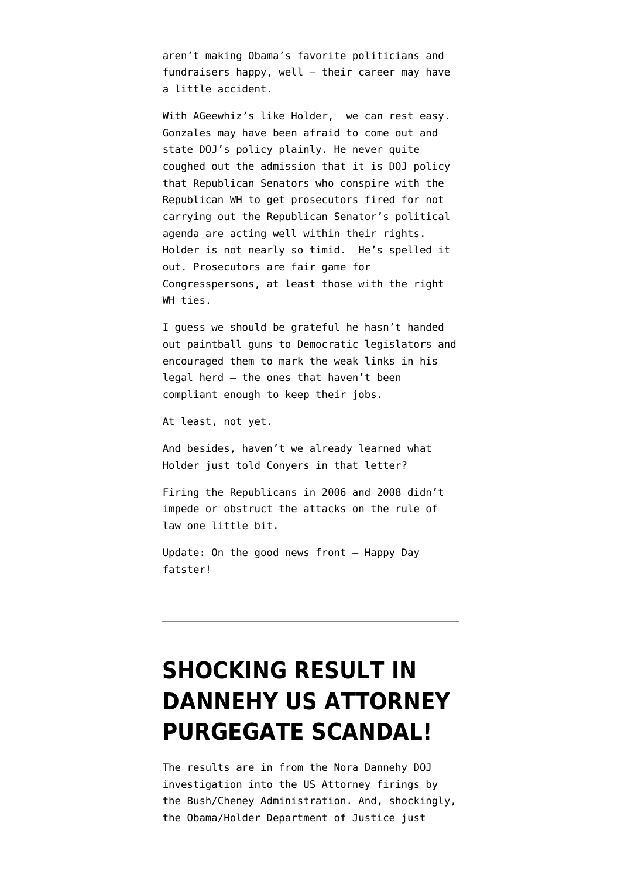aren't making Obama's favorite politicians and fundraisers happy, well – their career may have a little accident.

With AGeewhiz's like Holder,  we can rest easy. Gonzales may have been afraid to come out and state DOJ's policy plainly. He never quite coughed out the admission that it is DOJ policy that Republican Senators who conspire with the Republican WH to get prosecutors fired for not carrying out the Republican Senator's political agenda are acting well within their rights. Holder is not nearly so timid.  He's spelled it out. Prosecutors are fair game for Congresspersons, at least those with the right WH ties.

I guess we should be grateful he hasn't handed out paintball guns to Democratic legislators and encouraged them to mark the weak links in his legal herd – the ones that haven't been compliant enough to keep their jobs.

At least, not yet.

And besides, haven't we already learned what Holder just told Conyers in that letter?

Firing the Republicans in 2006 and 2008 didn't impede or obstruct the attacks on the rule of law one little bit.

Update: On the good news front – Happy Day fatster!

---

# SHOCKING RESULT IN DANNEHY US ATTORNEY PURGEGATE SCANDAL!

The results are in from the Nora Dannehy DOJ investigation into the US Attorney firings by the Bush/Cheney Administration. And, shockingly, the Obama/Holder Department of Justice just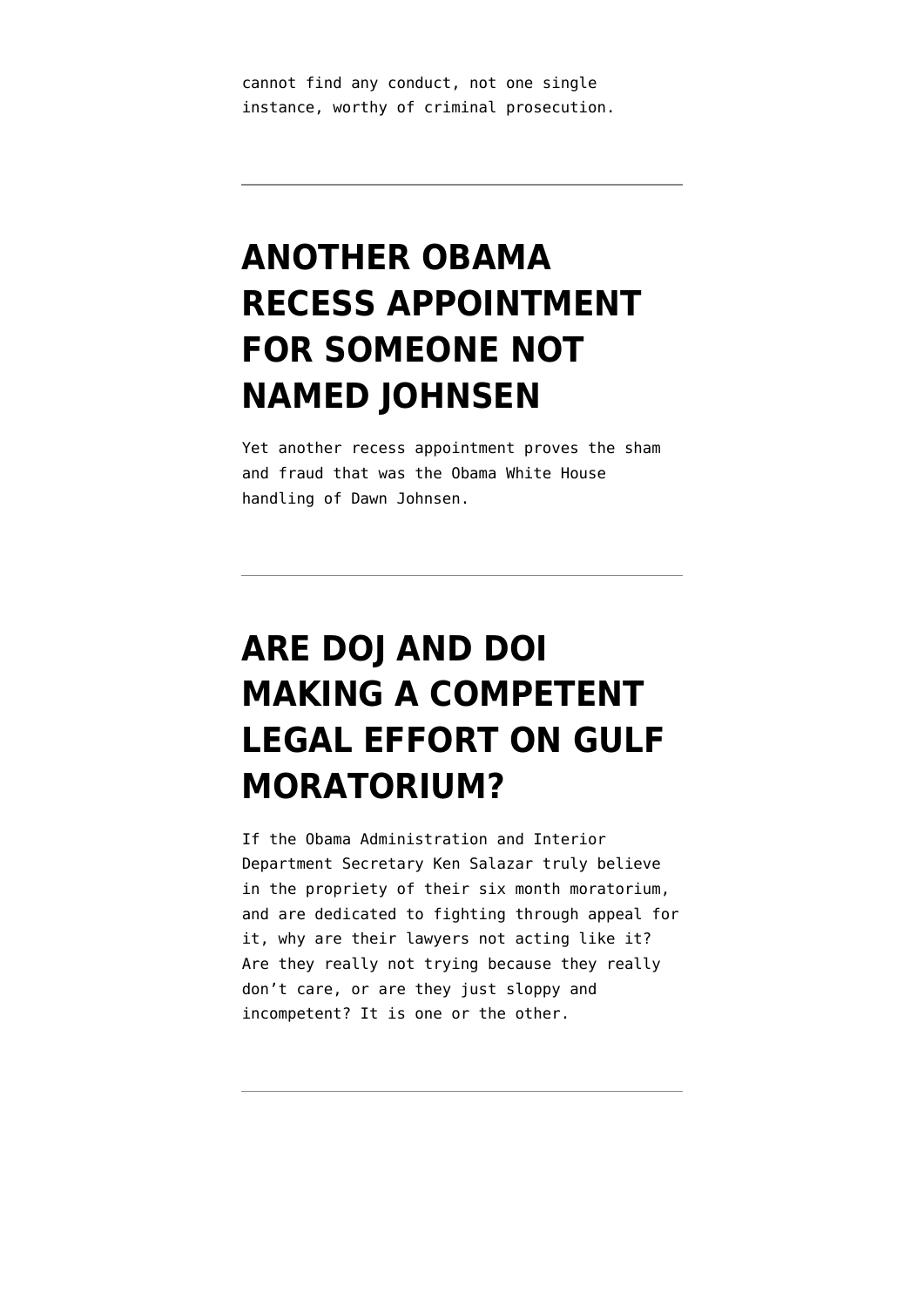cannot find any conduct, not one single instance, worthy of criminal prosecution.

---

# ANOTHER OBAMA RECESS APPOINTMENT FOR SOMEONE NOT NAMED JOHNSEN

Yet another recess appointment proves the sham and fraud that was the Obama White House handling of Dawn Johnsen.

---

# ARE DOJ AND DOI MAKING A COMPETENT LEGAL EFFORT ON GULF MORATORIUM?

If the Obama Administration and Interior Department Secretary Ken Salazar truly believe in the propriety of their six month moratorium, and are dedicated to fighting through appeal for it, why are their lawyers not acting like it? Are they really not trying because they really don't care, or are they just sloppy and incompetent? It is one or the other.

---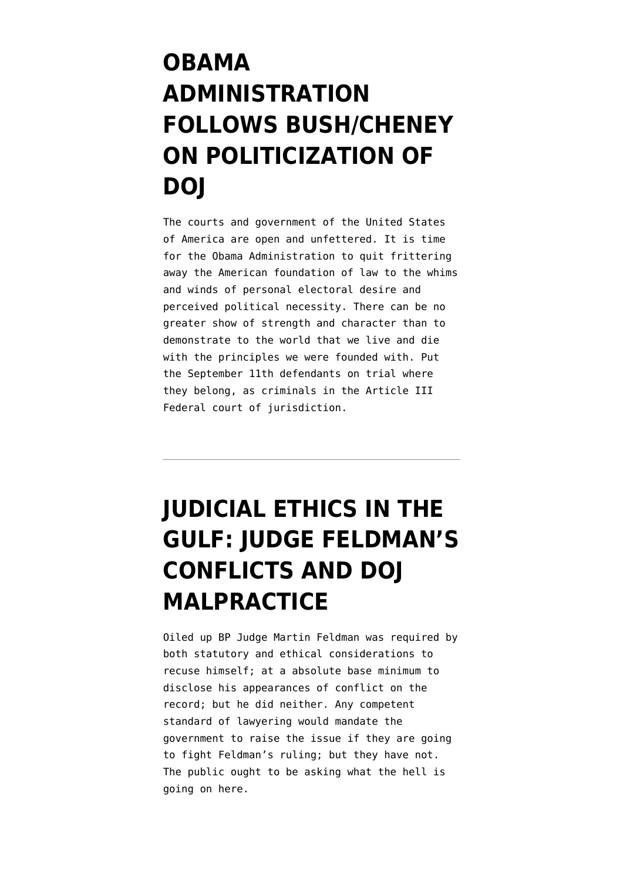# OBAMA ADMINISTRATION FOLLOWS BUSH/CHENEY ON POLITICIZATION OF DOJ

The courts and government of the United States of America are open and unfettered. It is time for the Obama Administration to quit frittering away the American foundation of law to the whims and winds of personal electoral desire and perceived political necessity. There can be no greater show of strength and character than to demonstrate to the world that we live and die with the principles we were founded with. Put the September 11th defendants on trial where they belong, as criminals in the Article III Federal court of jurisdiction.

---

# JUDICIAL ETHICS IN THE GULF: JUDGE FELDMAN'S CONFLICTS AND DOJ MALPRACTICE

Oiled up BP Judge Martin Feldman was required by both statutory and ethical considerations to recuse himself; at a absolute base minimum to disclose his appearances of conflict on the record; but he did neither. Any competent standard of lawyering would mandate the government to raise the issue if they are going to fight Feldman's ruling; but they have not. The public ought to be asking what the hell is going on here.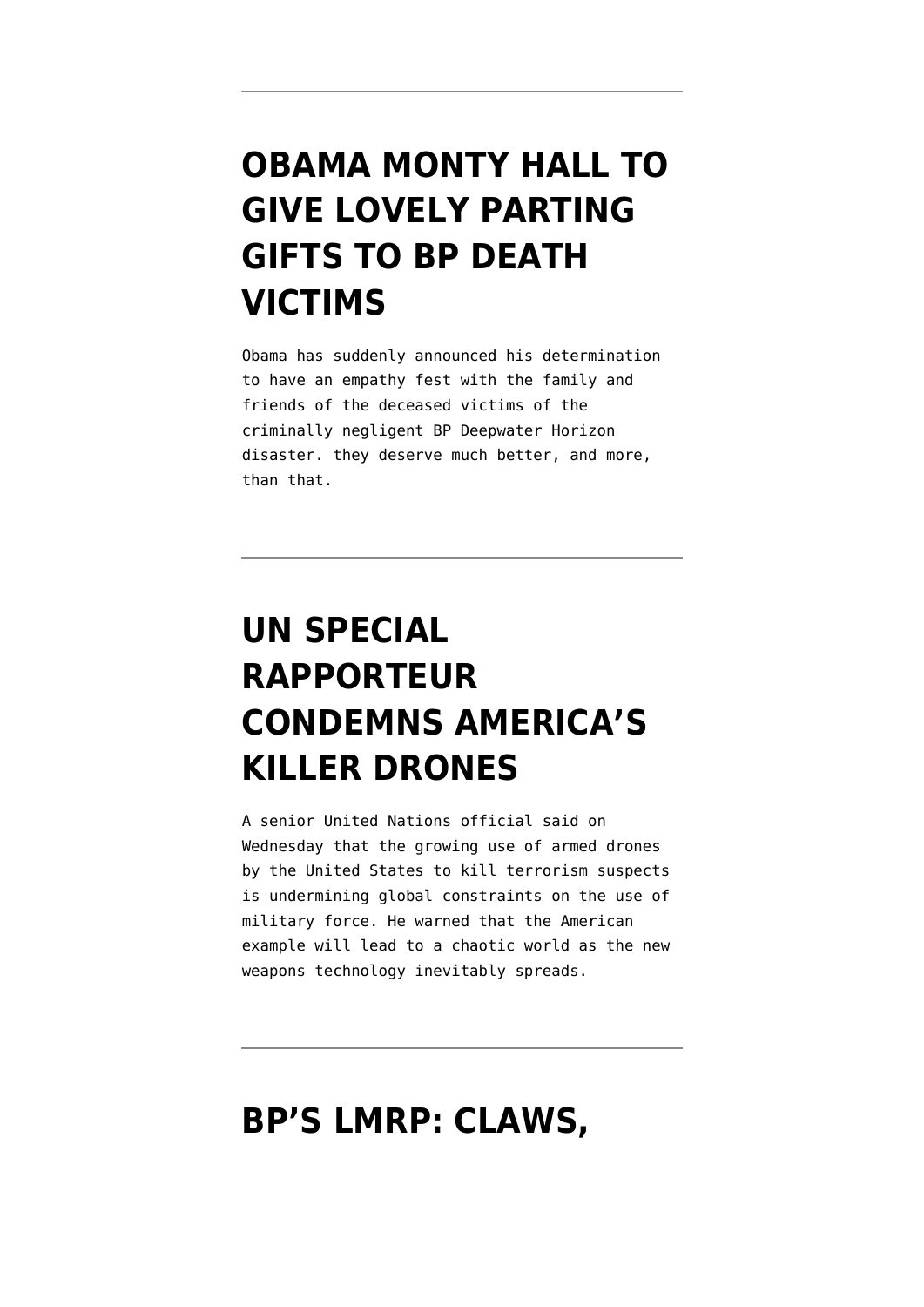---

## OBAMA MONTY HALL TO GIVE LOVELY PARTING GIFTS TO BP DEATH VICTIMS

Obama has suddenly announced his determination to have an empathy fest with the family and friends of the deceased victims of the criminally negligent BP Deepwater Horizon disaster. they deserve much better, and more, than that.

---

## UN SPECIAL RAPPORTEUR CONDEMNS AMERICA'S KILLER DRONES

A senior United Nations official said on Wednesday that the growing use of armed drones by the United States to kill terrorism suspects is undermining global constraints on the use of military force. He warned that the American example will lead to a chaotic world as the new weapons technology inevitably spreads.

---

## BP'S LMRP: CLAWS,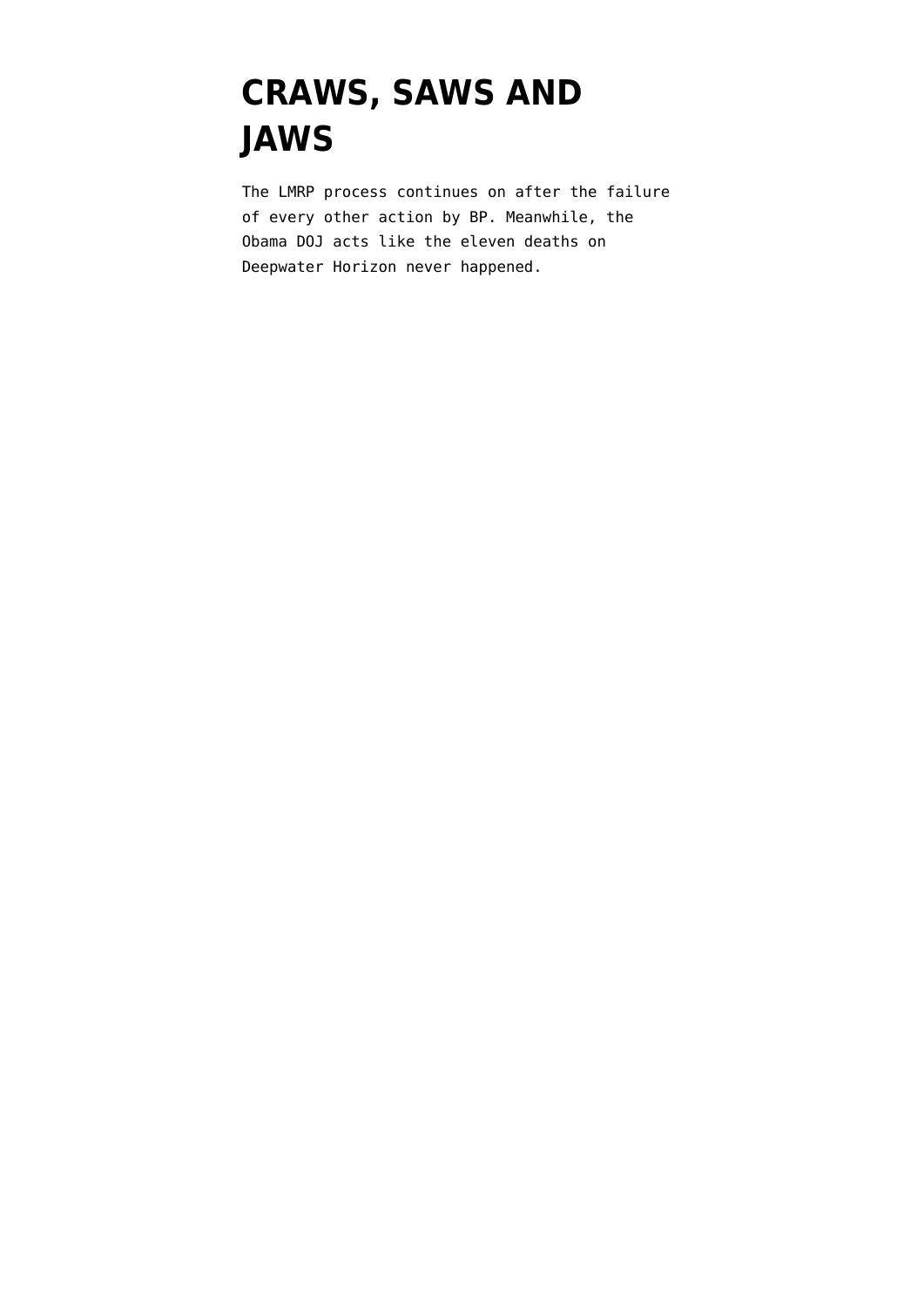# CRAWS, SAWS AND JAWS

The LMRP process continues on after the failure of every other action by BP. Meanwhile, the Obama DOJ acts like the eleven deaths on Deepwater Horizon never happened.